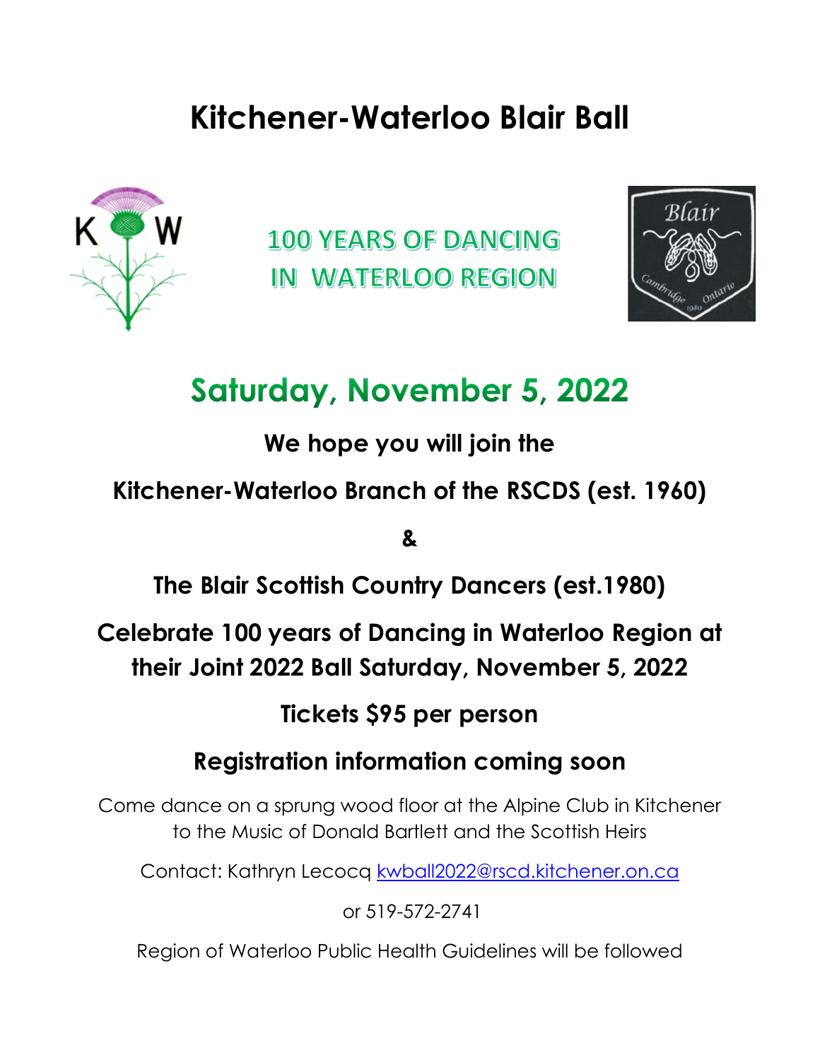# Kitchener-Waterloo Blair Ball

## 100 YEARS OF DANCING IN WATERLOO REGION

## Saturday, November 5, 2022

**We hope you will join the**

**Kitchener-Waterloo Branch of the RSCDS (est. 1960)**

**&**

**The Blair Scottish Country Dancers (est.1980)**

**Celebrate 100 years of Dancing in Waterloo Region at their Joint 2022 Ball Saturday, November 5, 2022**

**Tickets $95 per person**

**Registration information coming soon**

Come dance on a sprung wood floor at the Alpine Club in Kitchener to the Music of Donald Bartlett and the Scottish Heirs

Contact: Kathryn Lecocq kwball2022@rscd.kitchener.on.ca

or 519-572-2741

Region of Waterloo Public Health Guidelines will be followed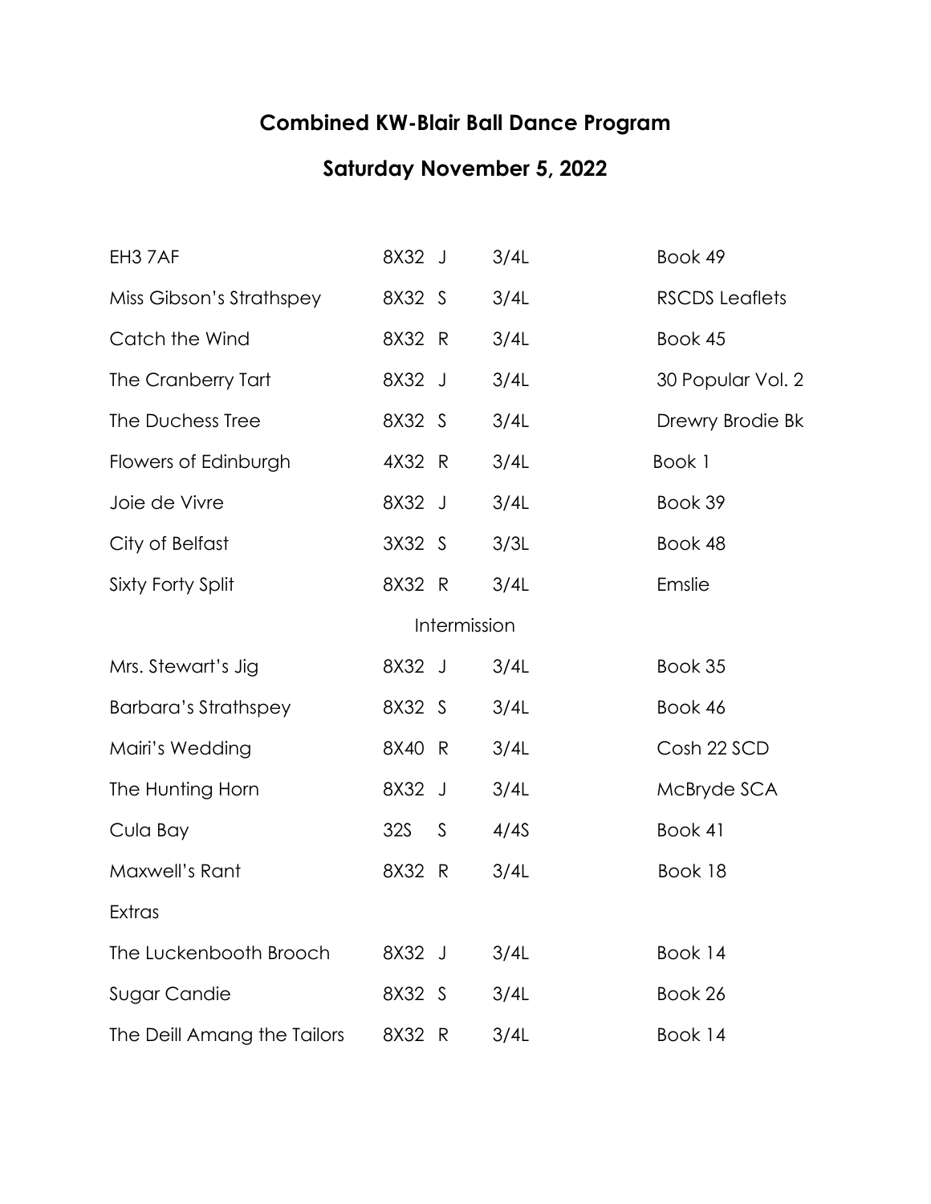## Combined KW-Blair Ball Dance Program

## Saturday November 5, 2022

| | | | | |
|---|---|---|---|---|
| EH3 7AF | 8X32 | J | 3/4L | Book 49 |
| Miss Gibson's Strathspey | 8X32 | S | 3/4L | RSCDS Leaflets |
| Catch the Wind | 8X32 | R | 3/4L | Book 45 |
| The Cranberry Tart | 8X32 | J | 3/4L | 30 Popular Vol. 2 |
| The Duchess Tree | 8X32 | S | 3/4L | Drewry Brodie Bk |
| Flowers of Edinburgh | 4X32 | R | 3/4L | Book 1 |
| Joie de Vivre | 8X32 | J | 3/4L | Book 39 |
| City of Belfast | 3X32 | S | 3/3L | Book 48 |
| Sixty Forty Split | 8X32 | R | 3/4L | Emslie |
| | | Intermission | | |
| Mrs. Stewart's Jig | 8X32 | J | 3/4L | Book 35 |
| Barbara's Strathspey | 8X32 | S | 3/4L | Book 46 |
| Mairi's Wedding | 8X40 | R | 3/4L | Cosh 22 SCD |
| The Hunting Horn | 8X32 | J | 3/4L | McBryde SCA |
| Cula Bay | 32S | S | 4/4S | Book 41 |
| Maxwell's Rant | 8X32 | R | 3/4L | Book 18 |
| Extras | | | | |
| The Luckenbooth Brooch | 8X32 | J | 3/4L | Book 14 |
| Sugar Candie | 8X32 | S | 3/4L | Book 26 |
| The Deill Amang the Tailors | 8X32 | R | 3/4L | Book 14 |